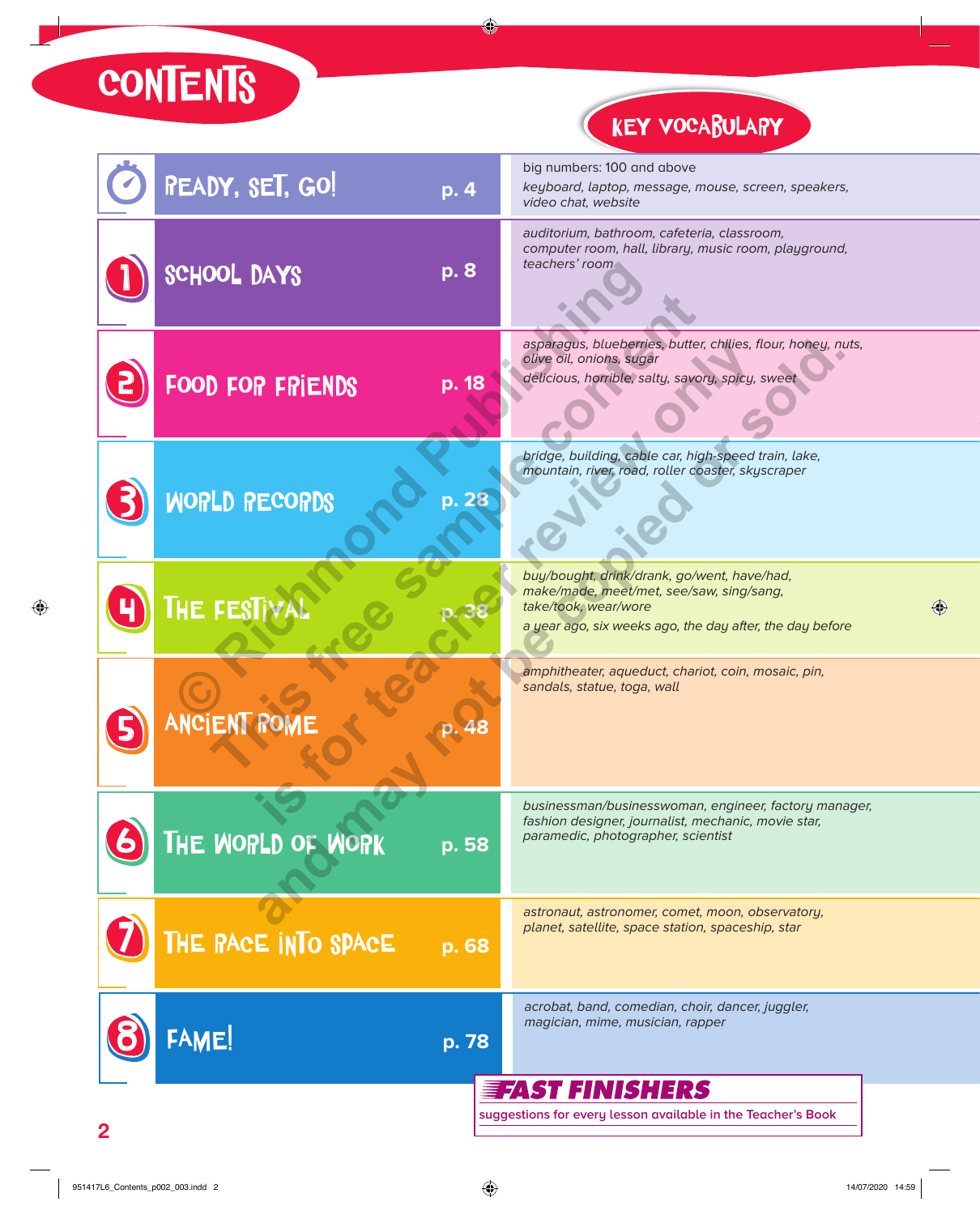# CONTENTS

| | | | KEY VOCABULARY |
|---|---|---|---|
| | READY, SET, GO! | p. 4 | big numbers: 100 and above<br>*keyboard, laptop, message, mouse, screen, speakers, video chat, website* |
| 1 | SCHOOL DAYS | p. 8 | *auditorium, bathroom, cafeteria, classroom, computer room, hall, library, music room, playground, teachers' room* |
| 2 | FOOD FOR FRIENDS | p. 18 | *asparagus, blueberries, butter, chilies, flour, honey, nuts, olive oil, onions, sugar*<br>*delicious, horrible, salty, savory, spicy, sweet* |
| 3 | WORLD RECORDS | p. 28 | *bridge, building, cable car, high-speed train, lake, mountain, river, road, roller coaster, skyscraper* |
| 4 | THE FESTIVAL | p. 38 | *buy/bought, drink/drank, go/went, have/had, make/made, meet/met, see/saw, sing/sang, take/took, wear/wore*<br>*a year ago, six weeks ago, the day after, the day before* |
| 5 | ANCIENT ROME | p. 48 | *amphitheater, aqueduct, chariot, coin, mosaic, pin, sandals, statue, toga, wall* |
| 6 | THE WORLD OF WORK | p. 58 | *businessman/businesswoman, engineer, factory manager, fashion designer, journalist, mechanic, movie star, paramedic, photographer, scientist* |
| 7 | THE RACE INTO SPACE | p. 68 | *astronaut, astronomer, comet, moon, observatory, planet, satellite, space station, spaceship, star* |
| 8 | FAME! | p. 78 | *acrobat, band, comedian, choir, dancer, juggler, magician, mime, musician, rapper* |

**FAST FINISHERS**

suggestions for every lesson available in the Teacher's Book

© Richmond Publishing
This free sample content is for teacher review only and may not be copied or sold.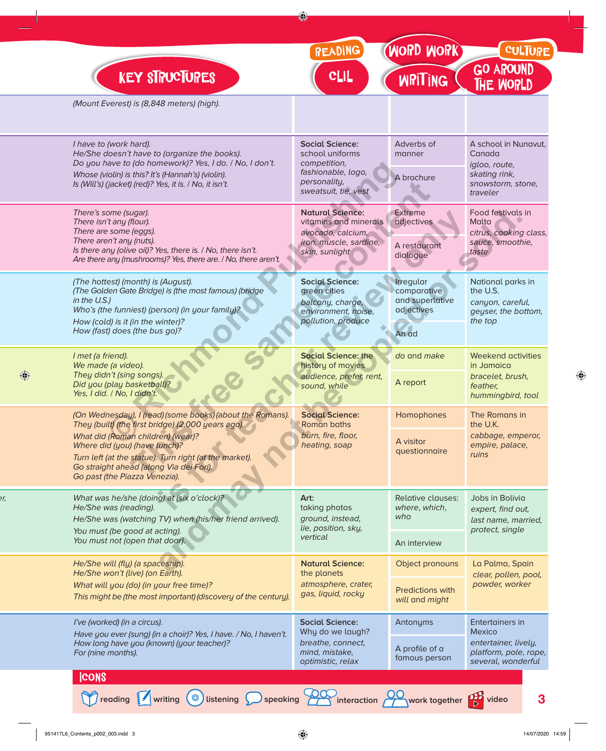| KEY STRUCTURES | READING / CLIL | WORD WORK / WRITING | CULTURE / GO AROUND THE WORLD |
|---|---|---|---|
| *(Mount Everest) is (8,848 meters) (high).* | | | |
| *I have to (work hard).*<br>*He/She doesn't have to (organize the books).*<br>*Do you have to (do homework)? Yes, I do. / No, I don't.*<br>*Whose (violin) is this? It's (Hannah's) (violin).*<br>*Is (Will's) (jacket) (red)? Yes, it is. / No, it isn't.* | **Social Science:** school uniforms<br>*competition, fashionable, logo, personality, sweatsuit, tie, vest* | Adverbs of manner<br><br>A brochure | A school in Nunavut, Canada<br>*igloo, route, skating rink, snowstorm, stone, traveler* |
| *There's some (sugar).*<br>*There isn't any (flour).*<br>*There are some (eggs).*<br>*There aren't any (nuts).*<br>*Is there any (olive oil)? Yes, there is. / No, there isn't.*<br>*Are there any (mushrooms)? Yes, there are. / No, there aren't.* | **Natural Science:** vitamins and minerals<br>*avocado, calcium, iron, muscle, sardine, skin, sunlight* | Extreme adjectives<br><br>A restaurant dialogue | Food festivals in Malta<br>*citrus, cooking class, sauce, smoothie, taste* |
| *(The hottest) (month) is (August).*<br>*(The Golden Gate Bridge) is (the most famous) (bridge in the U.S.)*<br>*Who's (the funniest) (person) (in your family)?*<br>*How (cold) is it (in the winter)?*<br>*How (fast) does (the bus go)?* | **Social Science:** green cities<br>*balcony, charge, environment, noise, pollution, produce* | Irregular comparative and superlative adjectives<br><br>An ad | National parks in the U.S.<br>*canyon, careful, geyser, the bottom, the top* |
| *I met (a friend).*<br>*We made (a video).*<br>*They didn't (sing songs).*<br>*Did you (play basketball)?*<br>*Yes, I did. / No, I didn't.* | **Social Science:** the history of movies<br>*audience, prefer, rent, sound, while* | *do* and *make*<br><br>A report | Weekend activities in Jamaica<br>*bracelet, brush, feather, hummingbird, tool* |
| *(On Wednesday), I (read) (some books) (about the Romans).*<br>*They (built) (the first bridge) (2,000 years ago).*<br>*What did (Roman children) (wear)?*<br>*Where did (you) (have lunch)?*<br>*Turn left (at the statue). Turn right (at the market).*<br>*Go straight ahead (along Via dei Fori).*<br>*Go past (the Piazza Venezia).* | **Social Science:** Roman baths<br>*burn, fire, floor, heating, soap* | Homophones<br><br>A visitor questionnaire | The Romans in the U.K.<br>*cabbage, emperor, empire, palace, ruins* |
| *What was he/she (doing) at (six o'clock)?*<br>*He/She was (reading).*<br>*He/She was (watching TV) when (his/her friend arrived).*<br>*You must (be good at acting).*<br>*You must not (open that door).* | **Art:** taking photos<br>*ground, instead, lie, position, sky, vertical* | Relative clauses: *where, which, who*<br><br>An interview | Jobs in Bolivia<br>*expert, find out, last name, married, protect, single* |
| *He/She will (fly) (a spaceship).*<br>*He/She won't (live) (on Earth).*<br>*What will you (do) (in your free time)?*<br>*This might be (the most important) (discovery of the century).* | **Natural Science:** the planets<br>*atmosphere, crater, gas, liquid, rocky* | Object pronouns<br><br>Predictions with *will* and *might* | La Palma, Spain<br>*clear, pollen, pool, powder, worker* |
| *I've (worked) (in a circus).*<br>*Have you ever (sung) (in a choir)? Yes, I have. / No, I haven't.*<br>*How long have you (known) (your teacher)?*<br>*For (nine months).* | **Social Science:** Why do we laugh?<br>*breathe, connect, mind, mistake, optimistic, relax* | Antonyms<br><br>A profile of a famous person | Entertainers in Mexico<br>*entertainer, lively, platform, pole, rope, several, wonderful* |

**ICONS**

reading · writing · listening · speaking · interaction · work together · video